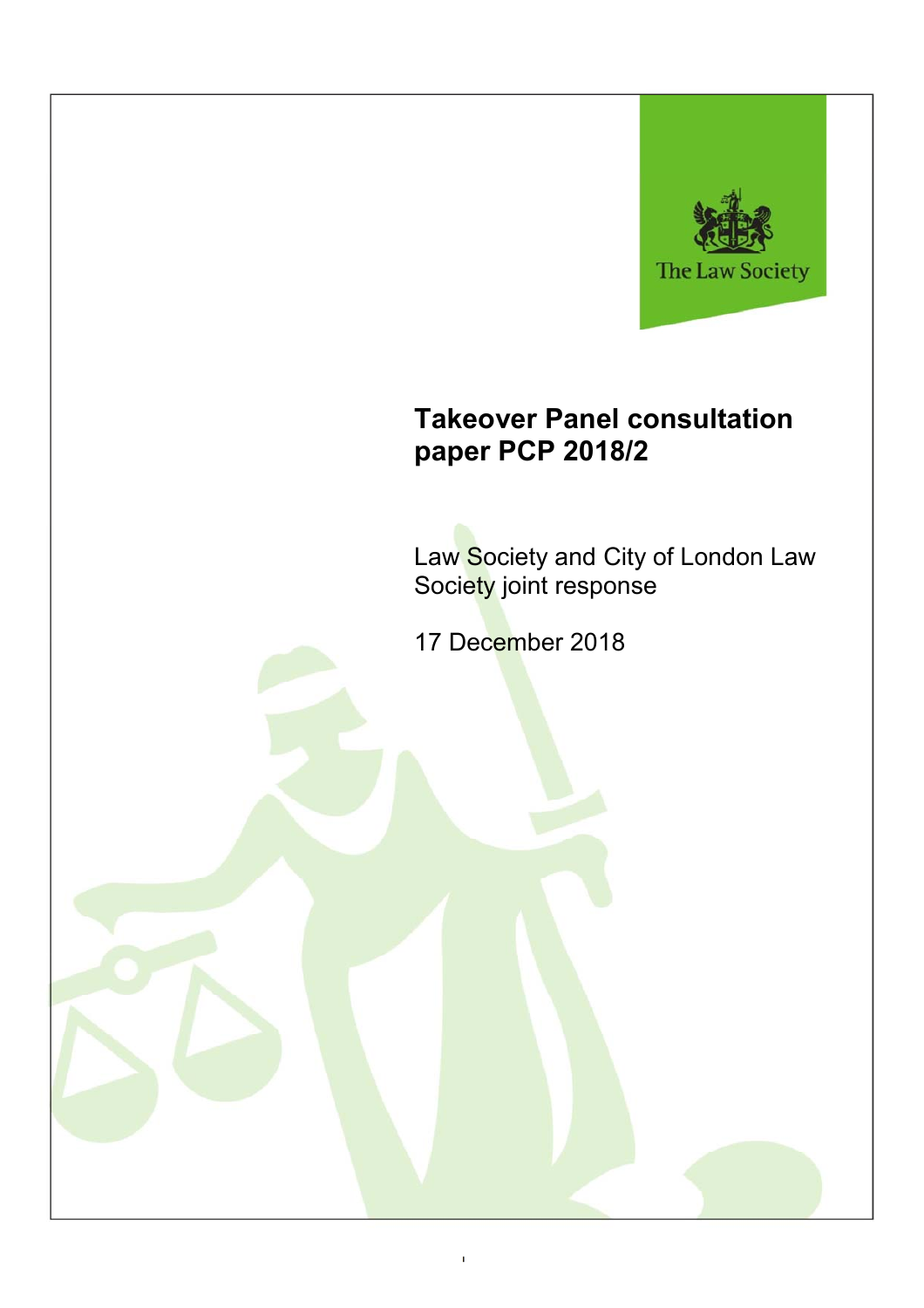The Law Society

# Takeover Panel consultation paper PCP 2018/2

Law Society and City of London Law Society joint response

17 December 2018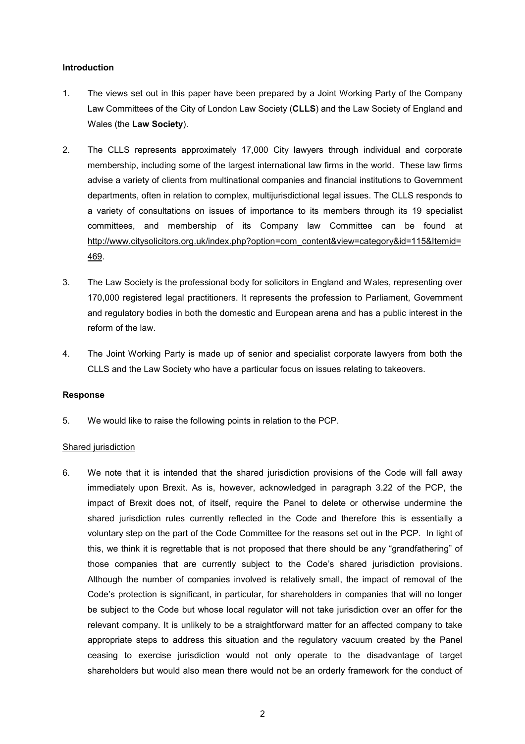**Introduction**

1. The views set out in this paper have been prepared by a Joint Working Party of the Company Law Committees of the City of London Law Society (**CLLS**) and the Law Society of England and Wales (the **Law Society**).

2. The CLLS represents approximately 17,000 City lawyers through individual and corporate membership, including some of the largest international law firms in the world. These law firms advise a variety of clients from multinational companies and financial institutions to Government departments, often in relation to complex, multijurisdictional legal issues. The CLLS responds to a variety of consultations on issues of importance to its members through its 19 specialist committees, and membership of its Company law Committee can be found at http://www.citysolicitors.org.uk/index.php?option=com_content&view=category&id=115&Itemid=469.

3. The Law Society is the professional body for solicitors in England and Wales, representing over 170,000 registered legal practitioners. It represents the profession to Parliament, Government and regulatory bodies in both the domestic and European arena and has a public interest in the reform of the law.

4. The Joint Working Party is made up of senior and specialist corporate lawyers from both the CLLS and the Law Society who have a particular focus on issues relating to takeovers.

**Response**

5. We would like to raise the following points in relation to the PCP.

Shared jurisdiction

6. We note that it is intended that the shared jurisdiction provisions of the Code will fall away immediately upon Brexit. As is, however, acknowledged in paragraph 3.22 of the PCP, the impact of Brexit does not, of itself, require the Panel to delete or otherwise undermine the shared jurisdiction rules currently reflected in the Code and therefore this is essentially a voluntary step on the part of the Code Committee for the reasons set out in the PCP. In light of this, we think it is regrettable that is not proposed that there should be any "grandfathering" of those companies that are currently subject to the Code's shared jurisdiction provisions. Although the number of companies involved is relatively small, the impact of removal of the Code's protection is significant, in particular, for shareholders in companies that will no longer be subject to the Code but whose local regulator will not take jurisdiction over an offer for the relevant company. It is unlikely to be a straightforward matter for an affected company to take appropriate steps to address this situation and the regulatory vacuum created by the Panel ceasing to exercise jurisdiction would not only operate to the disadvantage of target shareholders but would also mean there would not be an orderly framework for the conduct of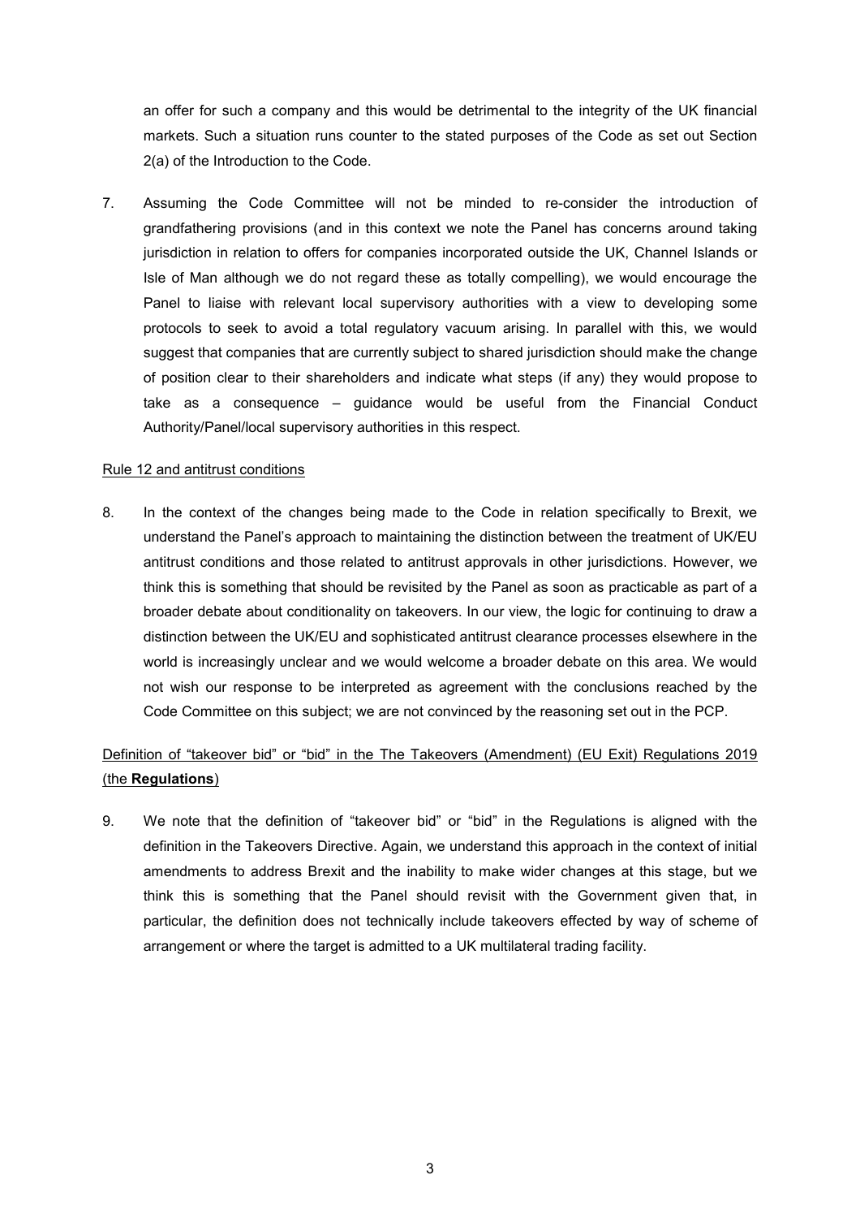an offer for such a company and this would be detrimental to the integrity of the UK financial markets. Such a situation runs counter to the stated purposes of the Code as set out Section 2(a) of the Introduction to the Code.

7. Assuming the Code Committee will not be minded to re-consider the introduction of grandfathering provisions (and in this context we note the Panel has concerns around taking jurisdiction in relation to offers for companies incorporated outside the UK, Channel Islands or Isle of Man although we do not regard these as totally compelling), we would encourage the Panel to liaise with relevant local supervisory authorities with a view to developing some protocols to seek to avoid a total regulatory vacuum arising. In parallel with this, we would suggest that companies that are currently subject to shared jurisdiction should make the change of position clear to their shareholders and indicate what steps (if any) they would propose to take as a consequence – guidance would be useful from the Financial Conduct Authority/Panel/local supervisory authorities in this respect.

Rule 12 and antitrust conditions

8. In the context of the changes being made to the Code in relation specifically to Brexit, we understand the Panel's approach to maintaining the distinction between the treatment of UK/EU antitrust conditions and those related to antitrust approvals in other jurisdictions. However, we think this is something that should be revisited by the Panel as soon as practicable as part of a broader debate about conditionality on takeovers. In our view, the logic for continuing to draw a distinction between the UK/EU and sophisticated antitrust clearance processes elsewhere in the world is increasingly unclear and we would welcome a broader debate on this area. We would not wish our response to be interpreted as agreement with the conclusions reached by the Code Committee on this subject; we are not convinced by the reasoning set out in the PCP.

Definition of "takeover bid" or "bid" in the The Takeovers (Amendment) (EU Exit) Regulations 2019 (the **Regulations**)

9. We note that the definition of "takeover bid" or "bid" in the Regulations is aligned with the definition in the Takeovers Directive. Again, we understand this approach in the context of initial amendments to address Brexit and the inability to make wider changes at this stage, but we think this is something that the Panel should revisit with the Government given that, in particular, the definition does not technically include takeovers effected by way of scheme of arrangement or where the target is admitted to a UK multilateral trading facility.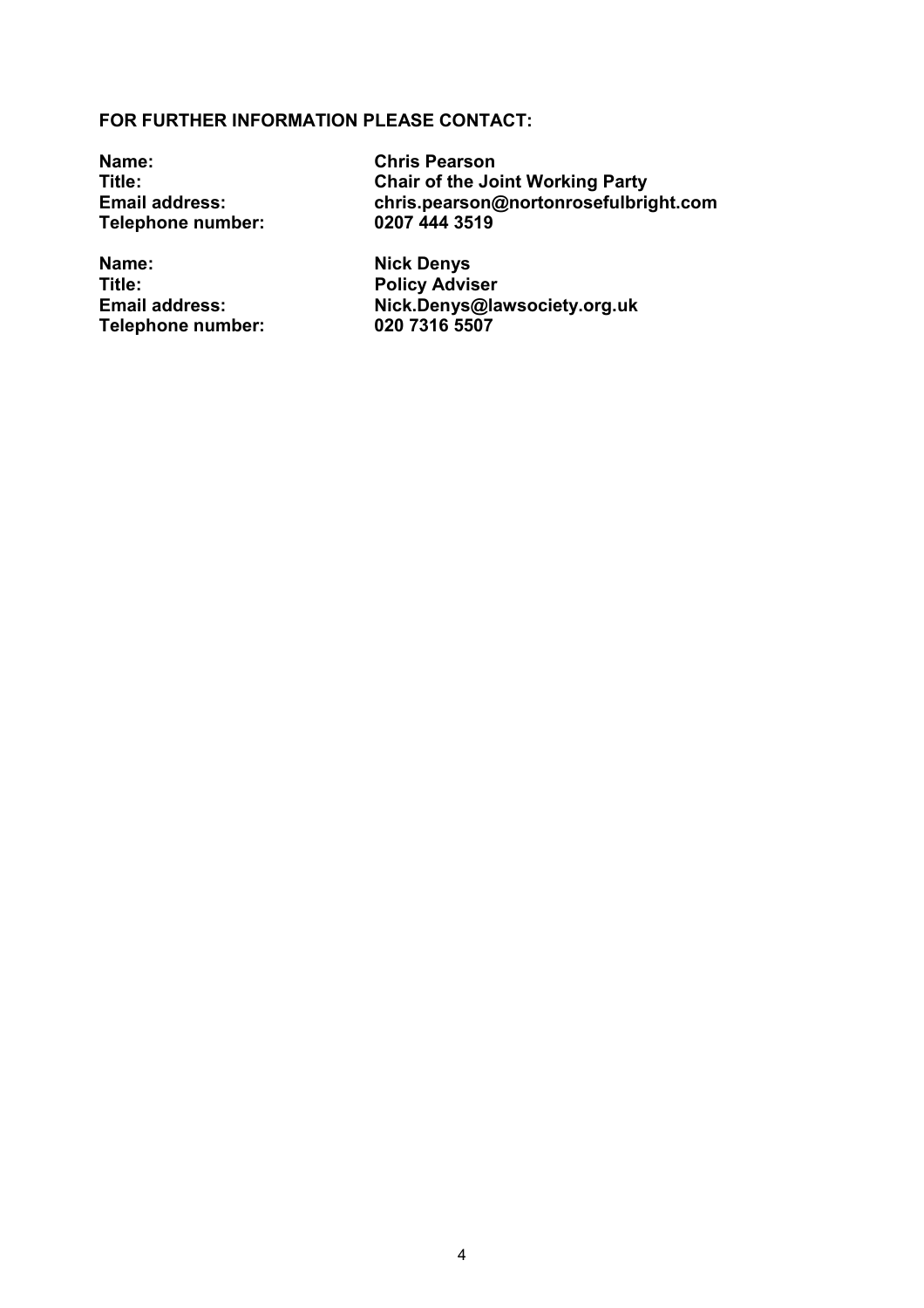**FOR FURTHER INFORMATION PLEASE CONTACT:**

**Name:** **Chris Pearson**
**Title:** **Chair of the Joint Working Party**
**Email address:** **chris.pearson@nortonrosefulbright.com**
**Telephone number:** **0207 444 3519**

**Name:** **Nick Denys**
**Title:** **Policy Adviser**
**Email address:** **Nick.Denys@lawsociety.org.uk**
**Telephone number:** **020 7316 5507**